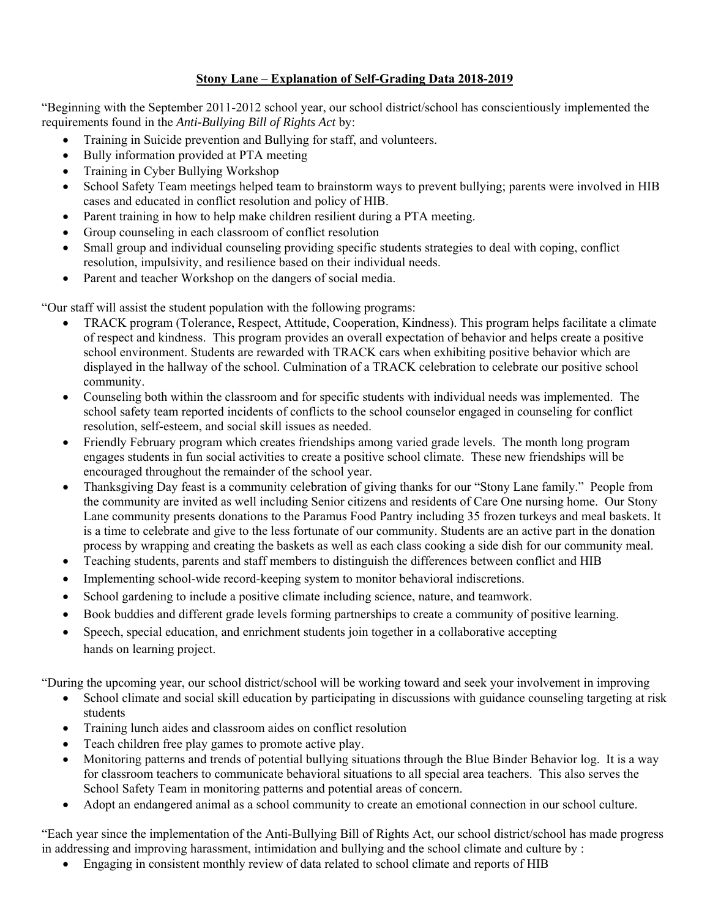**Stony Lane – Explanation of Self-Grading Data 2018-2019**

"Beginning with the September 2011-2012 school year, our school district/school has conscientiously implemented the requirements found in the *Anti-Bullying Bill of Rights Act* by:

- Training in Suicide prevention and Bullying for staff, and volunteers.
- Bully information provided at PTA meeting
- Training in Cyber Bullying Workshop
- School Safety Team meetings helped team to brainstorm ways to prevent bullying; parents were involved in HIB cases and educated in conflict resolution and policy of HIB.
- Parent training in how to help make children resilient during a PTA meeting.
- Group counseling in each classroom of conflict resolution
- Small group and individual counseling providing specific students strategies to deal with coping, conflict resolution, impulsivity, and resilience based on their individual needs.
- Parent and teacher Workshop on the dangers of social media.

"Our staff will assist the student population with the following programs:

- TRACK program (Tolerance, Respect, Attitude, Cooperation, Kindness). This program helps facilitate a climate of respect and kindness. This program provides an overall expectation of behavior and helps create a positive school environment. Students are rewarded with TRACK cars when exhibiting positive behavior which are displayed in the hallway of the school. Culmination of a TRACK celebration to celebrate our positive school community.
- Counseling both within the classroom and for specific students with individual needs was implemented. The school safety team reported incidents of conflicts to the school counselor engaged in counseling for conflict resolution, self-esteem, and social skill issues as needed.
- Friendly February program which creates friendships among varied grade levels. The month long program engages students in fun social activities to create a positive school climate. These new friendships will be encouraged throughout the remainder of the school year.
- Thanksgiving Day feast is a community celebration of giving thanks for our "Stony Lane family." People from the community are invited as well including Senior citizens and residents of Care One nursing home. Our Stony Lane community presents donations to the Paramus Food Pantry including 35 frozen turkeys and meal baskets. It is a time to celebrate and give to the less fortunate of our community. Students are an active part in the donation process by wrapping and creating the baskets as well as each class cooking a side dish for our community meal.
- Teaching students, parents and staff members to distinguish the differences between conflict and HIB
- Implementing school-wide record-keeping system to monitor behavioral indiscretions.
- School gardening to include a positive climate including science, nature, and teamwork.
- Book buddies and different grade levels forming partnerships to create a community of positive learning.
- Speech, special education, and enrichment students join together in a collaborative accepting hands on learning project.

"During the upcoming year, our school district/school will be working toward and seek your involvement in improving

- School climate and social skill education by participating in discussions with guidance counseling targeting at risk students
- Training lunch aides and classroom aides on conflict resolution
- Teach children free play games to promote active play.
- Monitoring patterns and trends of potential bullying situations through the Blue Binder Behavior log. It is a way for classroom teachers to communicate behavioral situations to all special area teachers. This also serves the School Safety Team in monitoring patterns and potential areas of concern.
- Adopt an endangered animal as a school community to create an emotional connection in our school culture.

"Each year since the implementation of the Anti-Bullying Bill of Rights Act, our school district/school has made progress in addressing and improving harassment, intimidation and bullying and the school climate and culture by :

- Engaging in consistent monthly review of data related to school climate and reports of HIB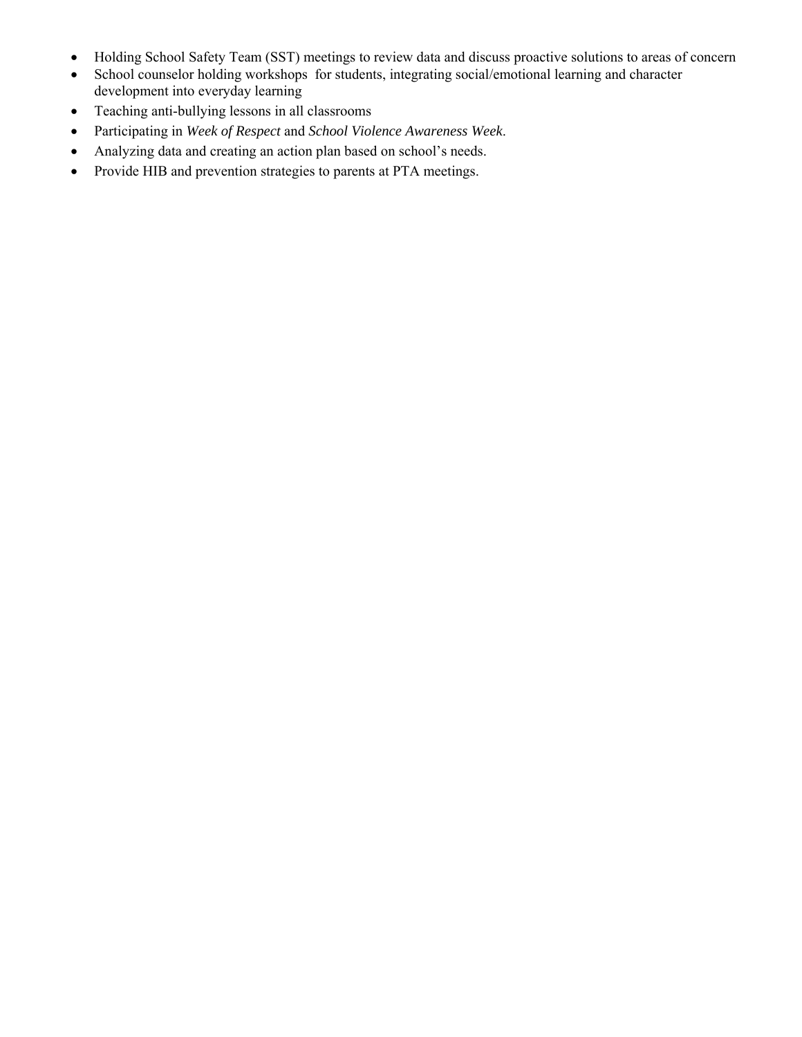- Holding School Safety Team (SST) meetings to review data and discuss proactive solutions to areas of concern
- School counselor holding workshops for students, integrating social/emotional learning and character development into everyday learning
- Teaching anti-bullying lessons in all classrooms
- Participating in *Week of Respect* and *School Violence Awareness Week*.
- Analyzing data and creating an action plan based on school's needs.
- Provide HIB and prevention strategies to parents at PTA meetings.